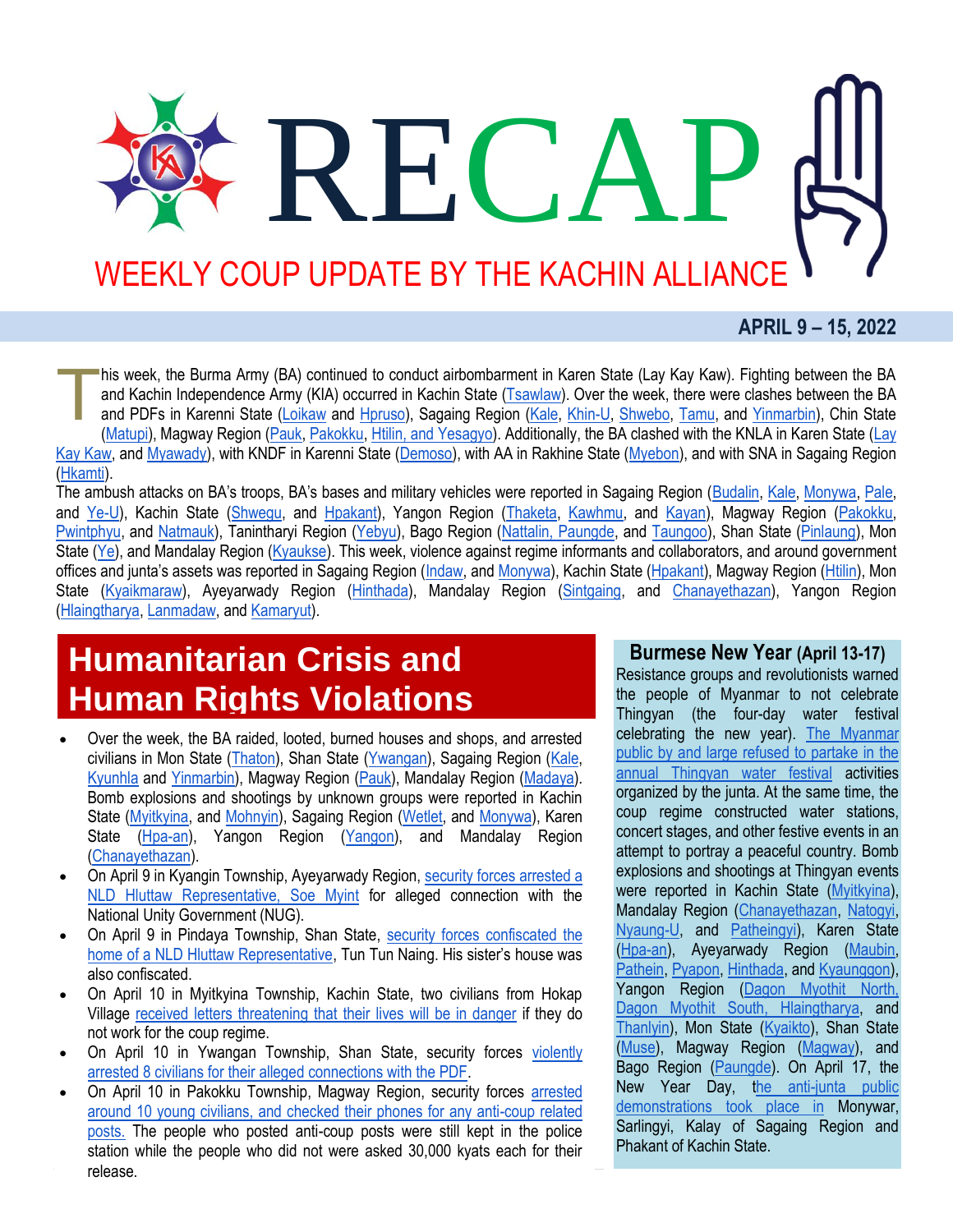# RECAP

## WEEKLY COUP UPDATE BY THE KACHIN ALLIANCE

**APRIL 9 – 15, 2022**

This week, the Burma Army (BA) continued to conduct airbombarment in Karen State (Lay Kay Kaw). Fighting between the BA and Kachin Independence Army (KIA) occurred in Kachin State (Tsawlaw). Over the week, there were clashes between the BA and PDFs in Karenni State (Loikaw and Hpruso), Sagaing Region (Kale, Khin-U, Shwebo, Tamu, and Yinmarbin), Chin State (Matupi), Magway Region (Pauk, Pakokku, Htilin, and Yesagyo). Additionally, the BA clashed with the KNLA in Karen State (Lay Kay Kaw, and Myawady), with KNDF in Karenni State (Demoso), with AA in Rakhine State (Myebon), and with SNA in Sagaing Region (Hkamti).

The ambush attacks on BA's troops, BA's bases and military vehicles were reported in Sagaing Region (Budalin, Kale, Monywa, Pale, and Ye-U), Kachin State (Shwegu, and Hpakant), Yangon Region (Thaketa, Kawhmu, and Kayan), Magway Region (Pakokku, Pwintphyu, and Natmauk), Tanintharyi Region (Yebyu), Bago Region (Nattalin, Paungde, and Taungoo), Shan State (Pinlaung), Mon State (Ye), and Mandalay Region (Kyaukse). This week, violence against regime informants and collaborators, and around government offices and junta's assets was reported in Sagaing Region (Indaw, and Monywa), Kachin State (Hpakant), Magway Region (Htilin), Mon State (Kyaikmaraw), Ayeyarwady Region (Hinthada), Mandalay Region (Sintgaing, and Chanayethazan), Yangon Region (Hlaingtharya, Lanmadaw, and Kamaryut).

## Humanitarian Crisis and Human Rights Violations

- Over the week, the BA raided, looted, burned houses and shops, and arrested civilians in Mon State (Thaton), Shan State (Ywangan), Sagaing Region (Kale, Kyunhla and Yinmarbin), Magway Region (Pauk), Mandalay Region (Madaya). Bomb explosions and shootings by unknown groups were reported in Kachin State (Myitkyina, and Mohnyin), Sagaing Region (Wetlet, and Monywa), Karen State (Hpa-an), Yangon Region (Yangon), and Mandalay Region (Chanayethazan).
- On April 9 in Kyangin Township, Ayeyarwady Region, security forces arrested a NLD Hluttaw Representative, Soe Myint for alleged connection with the National Unity Government (NUG).
- On April 9 in Pindaya Township, Shan State, security forces confiscated the home of a NLD Hluttaw Representative, Tun Tun Naing. His sister's house was also confiscated.
- On April 10 in Myitkyina Township, Kachin State, two civilians from Hokap Village received letters threatening that their lives will be in danger if they do not work for the coup regime.
- On April 10 in Ywangan Township, Shan State, security forces violently arrested 8 civilians for their alleged connections with the PDF.
- On April 10 in Pakokku Township, Magway Region, security forces arrested around 10 young civilians, and checked their phones for any anti-coup related posts. The people who posted anti-coup posts were still kept in the police station while the people who did not were asked 30,000 kyats each for their release.

### Burmese New Year (April 13-17)

Resistance groups and revolutionists warned the people of Myanmar to not celebrate Thingyan (the four-day water festival celebrating the new year). The Myanmar public by and large refused to partake in the annual Thingyan water festival activities organized by the junta. At the same time, the coup regime constructed water stations, concert stages, and other festive events in an attempt to portray a peaceful country. Bomb explosions and shootings at Thingyan events were reported in Kachin State (Myitkyina), Mandalay Region (Chanayethazan, Natogyi, Nyaung-U, and Patheingyi), Karen State (Hpa-an), Ayeyarwady Region (Maubin, Pathein, Pyapon, Hinthada, and Kyaunggon), Yangon Region (Dagon Myothit North, Dagon Myothit South, Hlaingtharya, and Thanlyin), Mon State (Kyaikto), Shan State (Muse), Magway Region (Magway), and Bago Region (Paungde). On April 17, the New Year Day, the anti-junta public demonstrations took place in Monywar, Sarlingyi, Kalay of Sagaing Region and Phakant of Kachin State.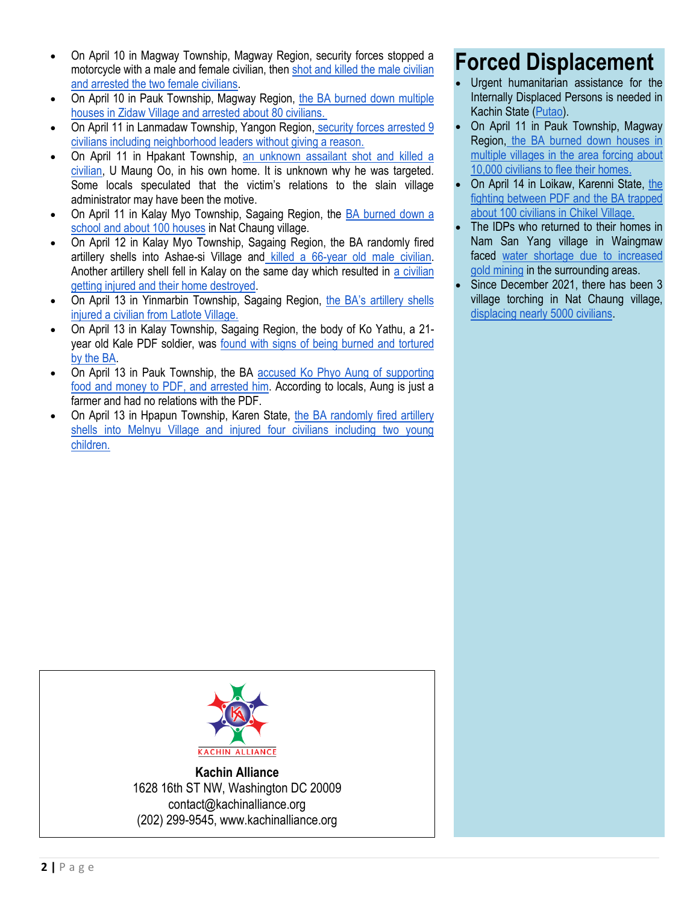- On April 10 in Magway Township, Magway Region, security forces stopped a motorcycle with a male and female civilian, then shot and killed the male civilian and arrested the two female civilians.
- On April 10 in Pauk Township, Magway Region, the BA burned down multiple houses in Zidaw Village and arrested about 80 civilians.
- On April 11 in Lanmadaw Township, Yangon Region, security forces arrested 9 civilians including neighborhood leaders without giving a reason.
- On April 11 in Hpakant Township, an unknown assailant shot and killed a civilian, U Maung Oo, in his own home. It is unknown why he was targeted. Some locals speculated that the victim's relations to the slain village administrator may have been the motive.
- On April 11 in Kalay Myo Township, Sagaing Region, the BA burned down a school and about 100 houses in Nat Chaung village.
- On April 12 in Kalay Myo Township, Sagaing Region, the BA randomly fired artillery shells into Ashae-si Village and killed a 66-year old male civilian. Another artillery shell fell in Kalay on the same day which resulted in a civilian getting injured and their home destroyed.
- On April 13 in Yinmarbin Township, Sagaing Region, the BA's artillery shells injured a civilian from Latlote Village.
- On April 13 in Kalay Township, Sagaing Region, the body of Ko Yathu, a 21-year old Kale PDF soldier, was found with signs of being burned and tortured by the BA.
- On April 13 in Pauk Township, the BA accused Ko Phyo Aung of supporting food and money to PDF, and arrested him. According to locals, Aung is just a farmer and had no relations with the PDF.
- On April 13 in Hpapun Township, Karen State, the BA randomly fired artillery shells into Melnyu Village and injured four civilians including two young children.

# Forced Displacement

- Urgent humanitarian assistance for the Internally Displaced Persons is needed in Kachin State (Putao).
- On April 11 in Pauk Township, Magway Region, the BA burned down houses in multiple villages in the area forcing about 10,000 civilians to flee their homes.
- On April 14 in Loikaw, Karenni State, the fighting between PDF and the BA trapped about 100 civilians in Chikel Village.
- The IDPs who returned to their homes in Nam San Yang village in Waingmaw faced water shortage due to increased gold mining in the surrounding areas.
- Since December 2021, there has been 3 village torching in Nat Chaung village, displacing nearly 5000 civilians.

KACHIN ALLIANCE

**Kachin Alliance**
1628 16th ST NW, Washington DC 20009
contact@kachinalliance.org
(202) 299-9545, www.kachinalliance.org